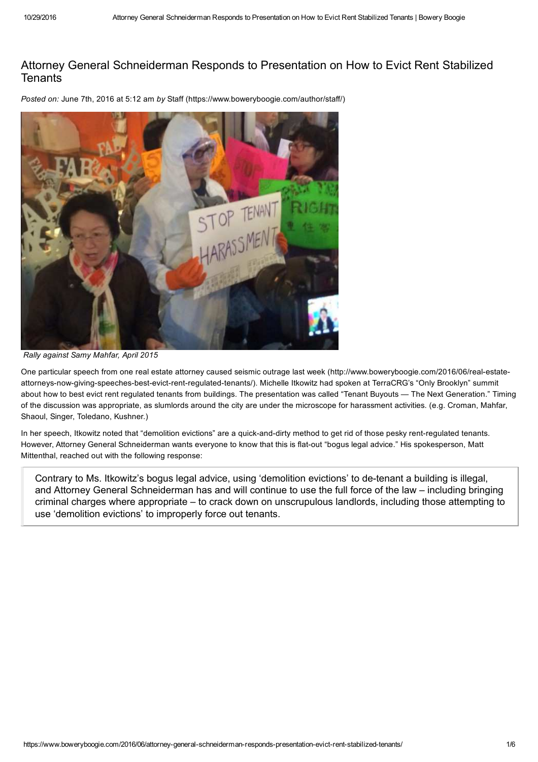# Attorney General Schneiderman Responds to Presentation on How to Evict Rent Stabilized Tenants

*Posted on:* June 7th, 2016 at 5:12 am *by* Staff (https://www.boweryboogie.com/author/staff/)

*Rally against Samy Mahfar, April 2015*

One particular speech from one real estate attorney caused seismic outrage last week (http://www.boweryboogie.com/2016/06/real-estate-attorneys-now-giving-speeches-best-evict-rent-regulated-tenants/). Michelle Itkowitz had spoken at TerraCRG's "Only Brooklyn" summit about how to best evict rent regulated tenants from buildings. The presentation was called "Tenant Buyouts — The Next Generation." Timing of the discussion was appropriate, as slumlords around the city are under the microscope for harassment activities. (e.g. Croman, Mahfar, Shaoul, Singer, Toledano, Kushner.)

In her speech, Itkowitz noted that "demolition evictions" are a quick-and-dirty method to get rid of those pesky rent-regulated tenants. However, Attorney General Schneiderman wants everyone to know that this is flat-out "bogus legal advice." His spokesperson, Matt Mittenthal, reached out with the following response:

> Contrary to Ms. Itkowitz's bogus legal advice, using 'demolition evictions' to de-tenant a building is illegal, and Attorney General Schneiderman has and will continue to use the full force of the law – including bringing criminal charges where appropriate – to crack down on unscrupulous landlords, including those attempting to use 'demolition evictions' to improperly force out tenants.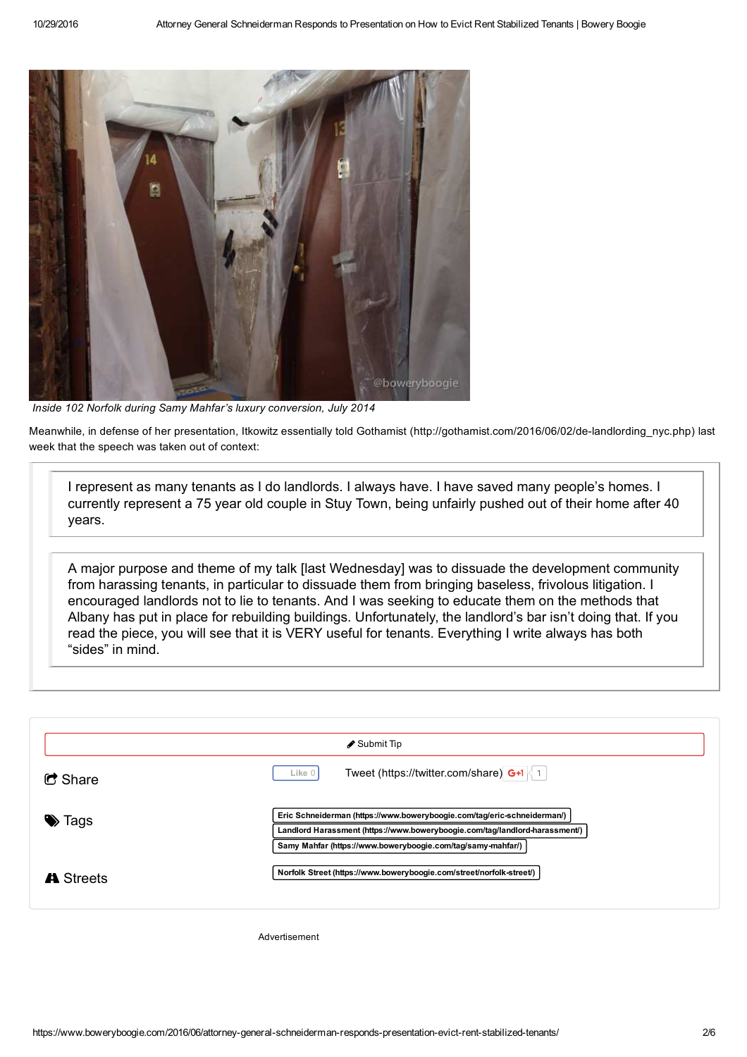*Inside 102 Norfolk during Samy Mahfar's luxury conversion, July 2014*

Meanwhile, in defense of her presentation, Itkowitz essentially told Gothamist (http://gothamist.com/2016/06/02/de-landlording_nyc.php) last week that the speech was taken out of context:

> I represent as many tenants as I do landlords. I always have. I have saved many people's homes. I currently represent a 75 year old couple in Stuy Town, being unfairly pushed out of their home after 40 years.

> A major purpose and theme of my talk [last Wednesday] was to dissuade the development community from harassing tenants, in particular to dissuade them from bringing baseless, frivolous litigation. I encouraged landlords not to lie to tenants. And I was seeking to educate them on the methods that Albany has put in place for rebuilding buildings. Unfortunately, the landlord's bar isn't doing that. If you read the piece, you will see that it is VERY useful for tenants. Everything I write always has both "sides" in mind.

Submit Tip

Share — Like 0 — Tweet (https://twitter.com/share) — G+1 — 1

Tags

- Eric Schneiderman (https://www.boweryboogie.com/tag/eric-schneiderman/)
- Landlord Harassment (https://www.boweryboogie.com/tag/landlord-harassment/)
- Samy Mahfar (https://www.boweryboogie.com/tag/samy-mahfar/)

Streets

- Norfolk Street (https://www.boweryboogie.com/street/norfolk-street/)

Advertisement